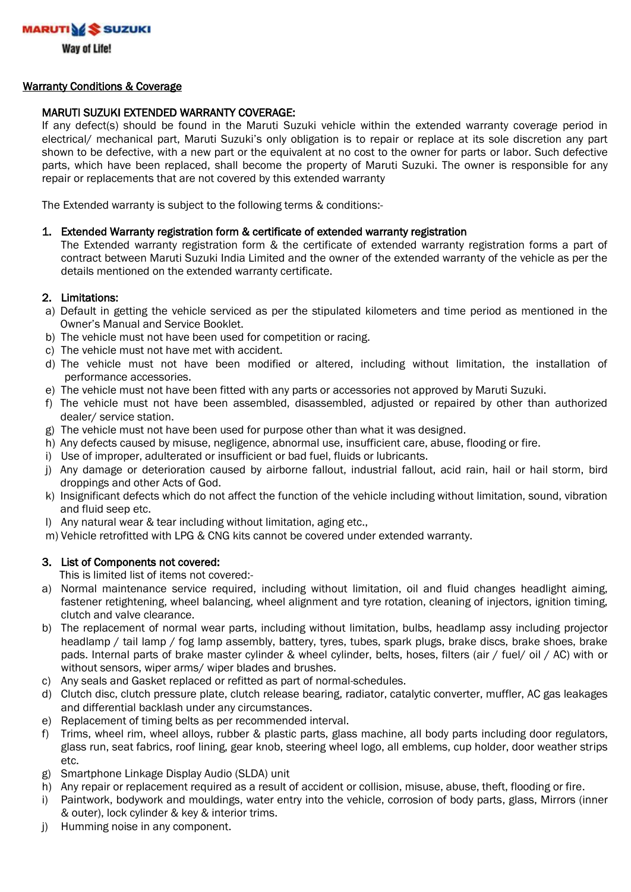MARUTI SUZUKI

Way of Life!

## Warranty Conditions & Coverage

### MARUTI SUZUKI EXTENDED WARRANTY COVERAGE:

If any defect(s) should be found in the Maruti Suzuki vehicle within the extended warranty coverage period in electrical/ mechanical part, Maruti Suzuki's only obligation is to repair or replace at its sole discretion any part shown to be defective, with a new part or the equivalent at no cost to the owner for parts or labor. Such defective parts, which have been replaced, shall become the property of Maruti Suzuki. The owner is responsible for any repair or replacements that are not covered by this extended warranty

The Extended warranty is subject to the following terms & conditions:-

1. **Extended Warranty registration form & certificate of extended warranty registration**

   The Extended warranty registration form & the certificate of extended warranty registration forms a part of contract between Maruti Suzuki India Limited and the owner of the extended warranty of the vehicle as per the details mentioned on the extended warranty certificate.

2. **Limitations:**

   a) Default in getting the vehicle serviced as per the stipulated kilometers and time period as mentioned in the Owner's Manual and Service Booklet.
   b) The vehicle must not have been used for competition or racing.
   c) The vehicle must not have met with accident.
   d) The vehicle must not have been modified or altered, including without limitation, the installation of performance accessories.
   e) The vehicle must not have been fitted with any parts or accessories not approved by Maruti Suzuki.
   f) The vehicle must not have been assembled, disassembled, adjusted or repaired by other than authorized dealer/ service station.
   g) The vehicle must not have been used for purpose other than what it was designed.
   h) Any defects caused by misuse, negligence, abnormal use, insufficient care, abuse, flooding or fire.
   i) Use of improper, adulterated or insufficient or bad fuel, fluids or lubricants.
   j) Any damage or deterioration caused by airborne fallout, industrial fallout, acid rain, hail or hail storm, bird droppings and other Acts of God.
   k) Insignificant defects which do not affect the function of the vehicle including without limitation, sound, vibration and fluid seep etc.
   l) Any natural wear & tear including without limitation, aging etc.,
   m) Vehicle retrofitted with LPG & CNG kits cannot be covered under extended warranty.

3. **List of Components not covered:**

   This is limited list of items not covered:-

   a) Normal maintenance service required, including without limitation, oil and fluid changes headlight aiming, fastener retightening, wheel balancing, wheel alignment and tyre rotation, cleaning of injectors, ignition timing, clutch and valve clearance.
   b) The replacement of normal wear parts, including without limitation, bulbs, headlamp assy including projector headlamp / tail lamp / fog lamp assembly, battery, tyres, tubes, spark plugs, brake discs, brake shoes, brake pads. Internal parts of brake master cylinder & wheel cylinder, belts, hoses, filters (air / fuel/ oil / AC) with or without sensors, wiper arms/ wiper blades and brushes.
   c) Any seals and Gasket replaced or refitted as part of normal-schedules.
   d) Clutch disc, clutch pressure plate, clutch release bearing, radiator, catalytic converter, muffler, AC gas leakages and differential backlash under any circumstances.
   e) Replacement of timing belts as per recommended interval.
   f) Trims, wheel rim, wheel alloys, rubber & plastic parts, glass machine, all body parts including door regulators, glass run, seat fabrics, roof lining, gear knob, steering wheel logo, all emblems, cup holder, door weather strips etc.
   g) Smartphone Linkage Display Audio (SLDA) unit
   h) Any repair or replacement required as a result of accident or collision, misuse, abuse, theft, flooding or fire.
   i) Paintwork, bodywork and mouldings, water entry into the vehicle, corrosion of body parts, glass, Mirrors (inner & outer), lock cylinder & key & interior trims.
   j) Humming noise in any component.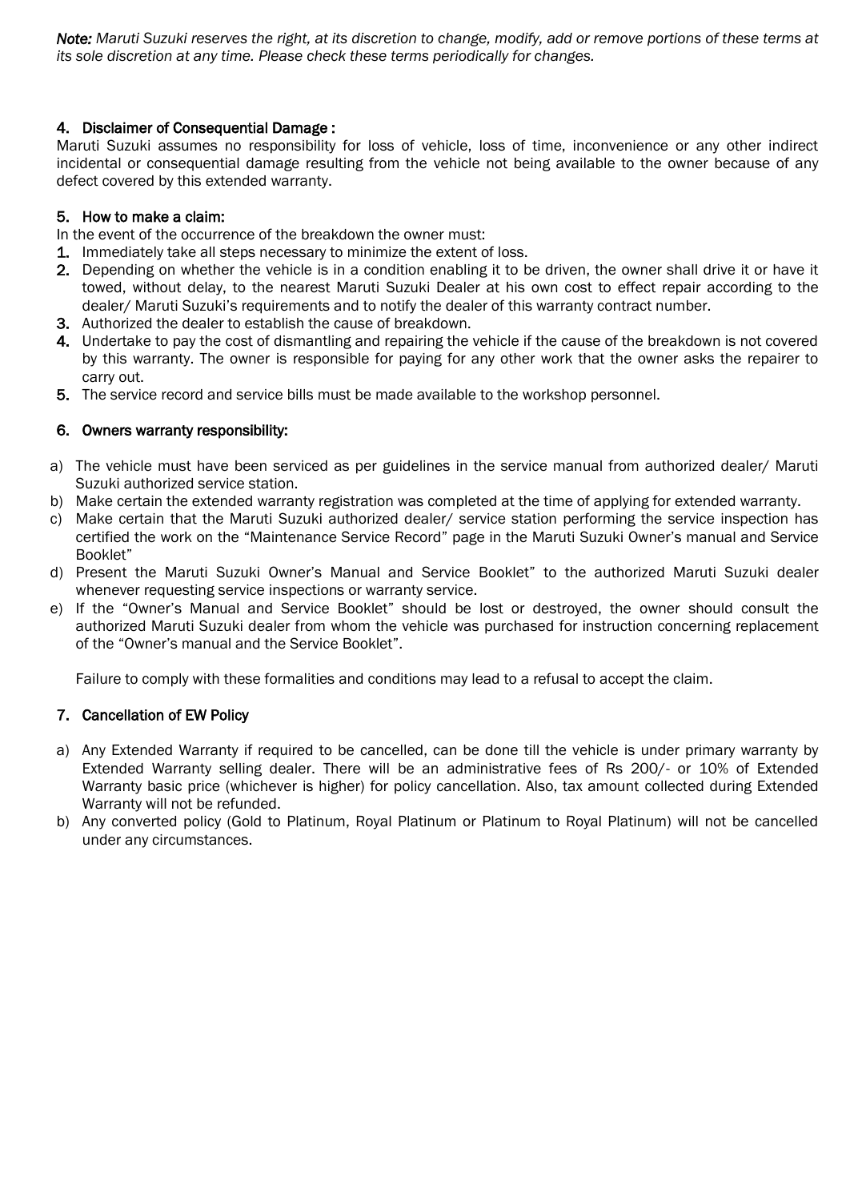***Note:** Maruti Suzuki reserves the right, at its discretion to change, modify, add or remove portions of these terms at its sole discretion at any time. Please check these terms periodically for changes.*

## 4. Disclaimer of Consequential Damage :

Maruti Suzuki assumes no responsibility for loss of vehicle, loss of time, inconvenience or any other indirect incidental or consequential damage resulting from the vehicle not being available to the owner because of any defect covered by this extended warranty.

## 5. How to make a claim:

In the event of the occurrence of the breakdown the owner must:

1. Immediately take all steps necessary to minimize the extent of loss.
2. Depending on whether the vehicle is in a condition enabling it to be driven, the owner shall drive it or have it towed, without delay, to the nearest Maruti Suzuki Dealer at his own cost to effect repair according to the dealer/ Maruti Suzuki's requirements and to notify the dealer of this warranty contract number.
3. Authorized the dealer to establish the cause of breakdown.
4. Undertake to pay the cost of dismantling and repairing the vehicle if the cause of the breakdown is not covered by this warranty. The owner is responsible for paying for any other work that the owner asks the repairer to carry out.
5. The service record and service bills must be made available to the workshop personnel.

## 6. Owners warranty responsibility:

a) The vehicle must have been serviced as per guidelines in the service manual from authorized dealer/ Maruti Suzuki authorized service station.
b) Make certain the extended warranty registration was completed at the time of applying for extended warranty.
c) Make certain that the Maruti Suzuki authorized dealer/ service station performing the service inspection has certified the work on the "Maintenance Service Record" page in the Maruti Suzuki Owner's manual and Service Booklet"
d) Present the Maruti Suzuki Owner's Manual and Service Booklet" to the authorized Maruti Suzuki dealer whenever requesting service inspections or warranty service.
e) If the "Owner's Manual and Service Booklet" should be lost or destroyed, the owner should consult the authorized Maruti Suzuki dealer from whom the vehicle was purchased for instruction concerning replacement of the "Owner's manual and the Service Booklet".

Failure to comply with these formalities and conditions may lead to a refusal to accept the claim.

## 7. Cancellation of EW Policy

a) Any Extended Warranty if required to be cancelled, can be done till the vehicle is under primary warranty by Extended Warranty selling dealer. There will be an administrative fees of Rs 200/- or 10% of Extended Warranty basic price (whichever is higher) for policy cancellation. Also, tax amount collected during Extended Warranty will not be refunded.
b) Any converted policy (Gold to Platinum, Royal Platinum or Platinum to Royal Platinum) will not be cancelled under any circumstances.